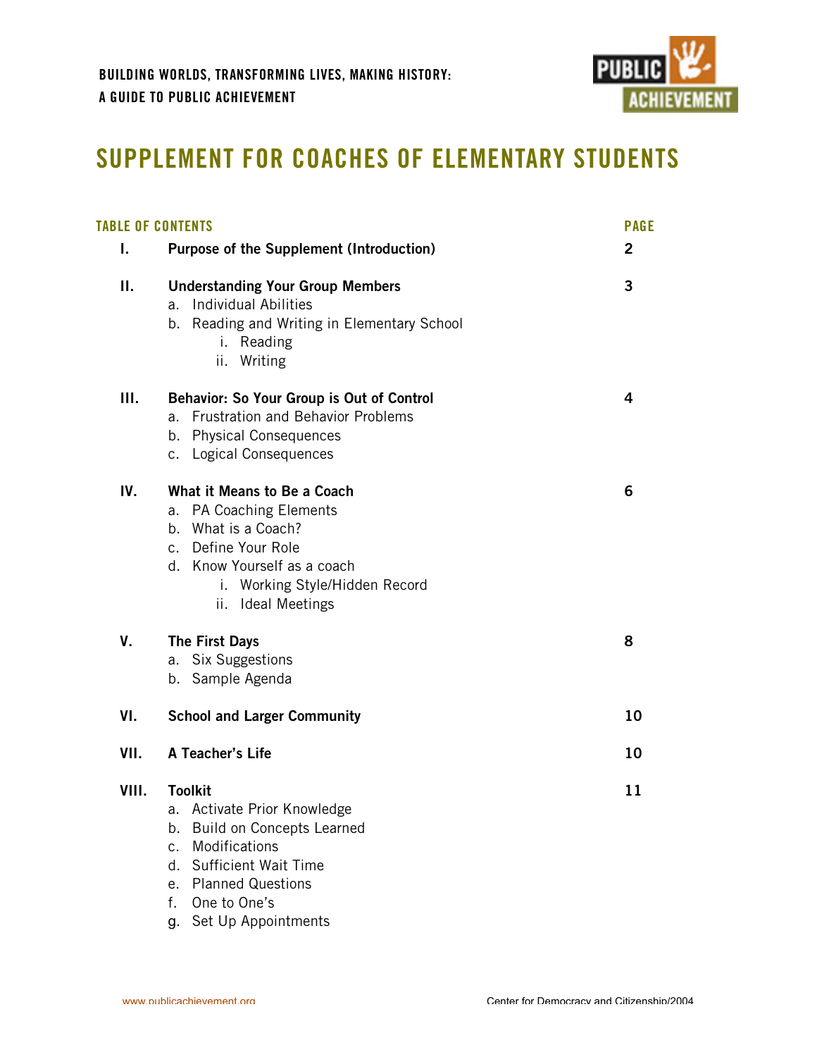**BUILDING WORLDS, TRANSFORMING LIVES, MAKING HISTORY:**
**A GUIDE TO PUBLIC ACHIEVEMENT**

PUBLIC ACHIEVEMENT

# SUPPLEMENT FOR COACHES OF ELEMENTARY STUDENTS

## TABLE OF CONTENTS

| | | PAGE |
|---|---|---|
| **I.** | **Purpose of the Supplement (Introduction)** | **2** |
| **II.** | **Understanding Your Group Members**<br>a. Individual Abilities<br>b. Reading and Writing in Elementary School<br>&nbsp;&nbsp;&nbsp;&nbsp;i. Reading<br>&nbsp;&nbsp;&nbsp;&nbsp;ii. Writing | **3** |
| **III.** | **Behavior: So Your Group is Out of Control**<br>a. Frustration and Behavior Problems<br>b. Physical Consequences<br>c. Logical Consequences | **4** |
| **IV.** | **What it Means to Be a Coach**<br>a. PA Coaching Elements<br>b. What is a Coach?<br>c. Define Your Role<br>d. Know Yourself as a coach<br>&nbsp;&nbsp;&nbsp;&nbsp;i. Working Style/Hidden Record<br>&nbsp;&nbsp;&nbsp;&nbsp;ii. Ideal Meetings | **6** |
| **V.** | **The First Days**<br>a. Six Suggestions<br>b. Sample Agenda | **8** |
| **VI.** | **School and Larger Community** | **10** |
| **VII.** | **A Teacher's Life** | **10** |
| **VIII.** | **Toolkit**<br>a. Activate Prior Knowledge<br>b. Build on Concepts Learned<br>c. Modifications<br>d. Sufficient Wait Time<br>e. Planned Questions<br>f. One to One's<br>g. Set Up Appointments | **11** |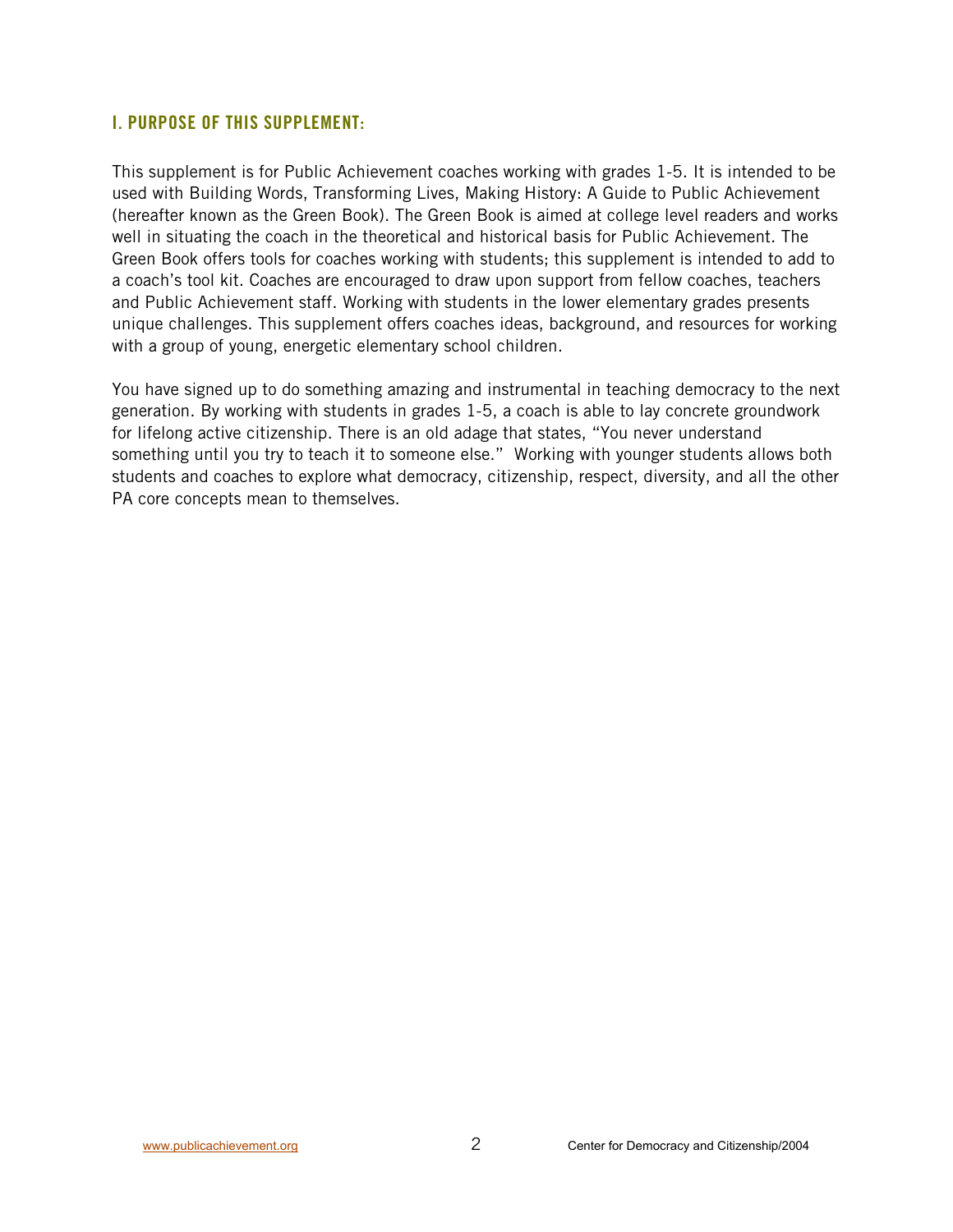## I. PURPOSE OF THIS SUPPLEMENT:

This supplement is for Public Achievement coaches working with grades 1-5. It is intended to be used with Building Words, Transforming Lives, Making History: A Guide to Public Achievement (hereafter known as the Green Book). The Green Book is aimed at college level readers and works well in situating the coach in the theoretical and historical basis for Public Achievement. The Green Book offers tools for coaches working with students; this supplement is intended to add to a coach's tool kit. Coaches are encouraged to draw upon support from fellow coaches, teachers and Public Achievement staff. Working with students in the lower elementary grades presents unique challenges. This supplement offers coaches ideas, background, and resources for working with a group of young, energetic elementary school children.

You have signed up to do something amazing and instrumental in teaching democracy to the next generation. By working with students in grades 1-5, a coach is able to lay concrete groundwork for lifelong active citizenship. There is an old adage that states, "You never understand something until you try to teach it to someone else." Working with younger students allows both students and coaches to explore what democracy, citizenship, respect, diversity, and all the other PA core concepts mean to themselves.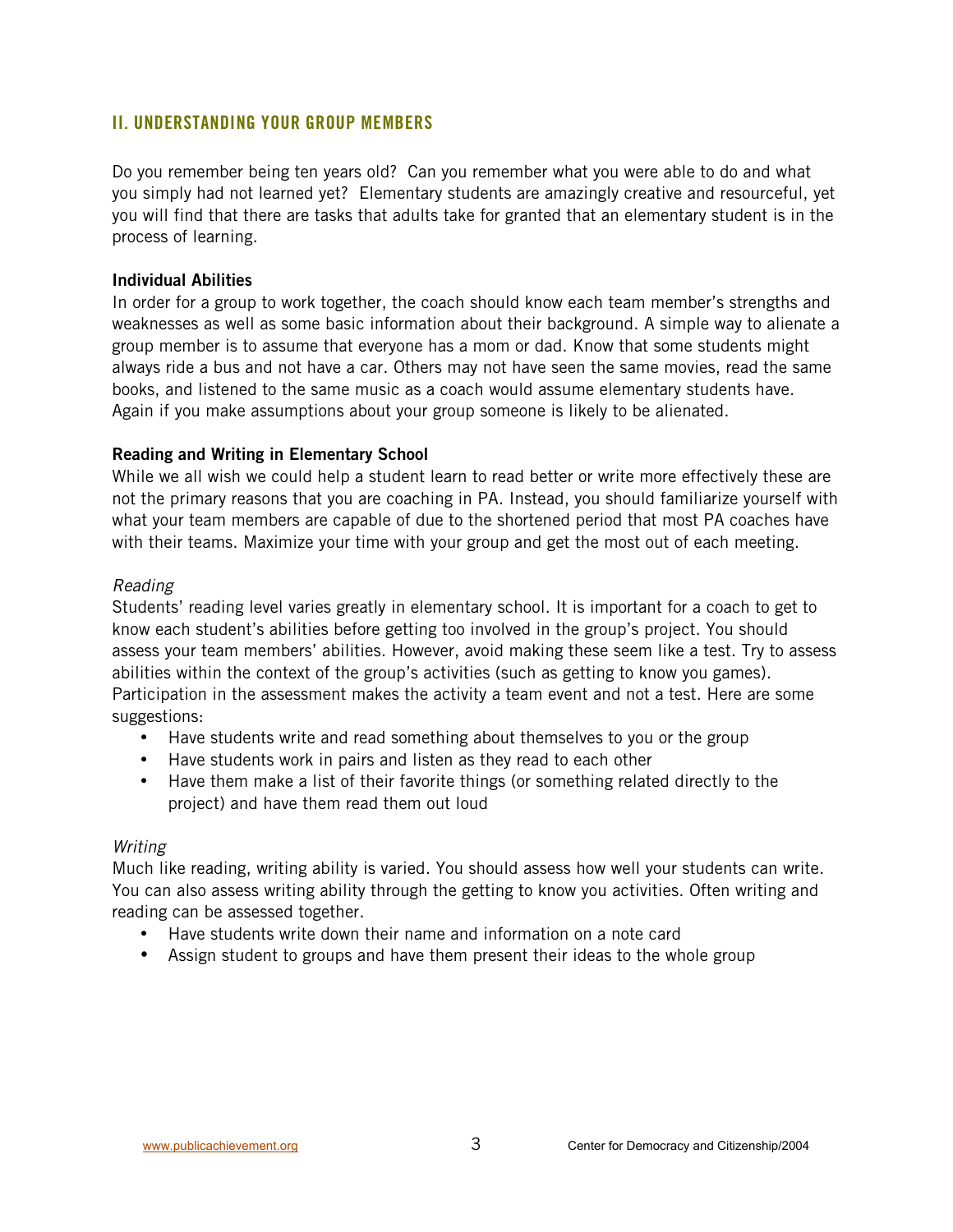## II. UNDERSTANDING YOUR GROUP MEMBERS

Do you remember being ten years old? Can you remember what you were able to do and what you simply had not learned yet? Elementary students are amazingly creative and resourceful, yet you will find that there are tasks that adults take for granted that an elementary student is in the process of learning.

**Individual Abilities**

In order for a group to work together, the coach should know each team member's strengths and weaknesses as well as some basic information about their background. A simple way to alienate a group member is to assume that everyone has a mom or dad. Know that some students might always ride a bus and not have a car. Others may not have seen the same movies, read the same books, and listened to the same music as a coach would assume elementary students have. Again if you make assumptions about your group someone is likely to be alienated.

**Reading and Writing in Elementary School**

While we all wish we could help a student learn to read better or write more effectively these are not the primary reasons that you are coaching in PA. Instead, you should familiarize yourself with what your team members are capable of due to the shortened period that most PA coaches have with their teams. Maximize your time with your group and get the most out of each meeting.

*Reading*

Students' reading level varies greatly in elementary school. It is important for a coach to get to know each student's abilities before getting too involved in the group's project. You should assess your team members' abilities. However, avoid making these seem like a test. Try to assess abilities within the context of the group's activities (such as getting to know you games). Participation in the assessment makes the activity a team event and not a test. Here are some suggestions:

- Have students write and read something about themselves to you or the group
- Have students work in pairs and listen as they read to each other
- Have them make a list of their favorite things (or something related directly to the project) and have them read them out loud

*Writing*

Much like reading, writing ability is varied. You should assess how well your students can write. You can also assess writing ability through the getting to know you activities. Often writing and reading can be assessed together.

- Have students write down their name and information on a note card
- Assign student to groups and have them present their ideas to the whole group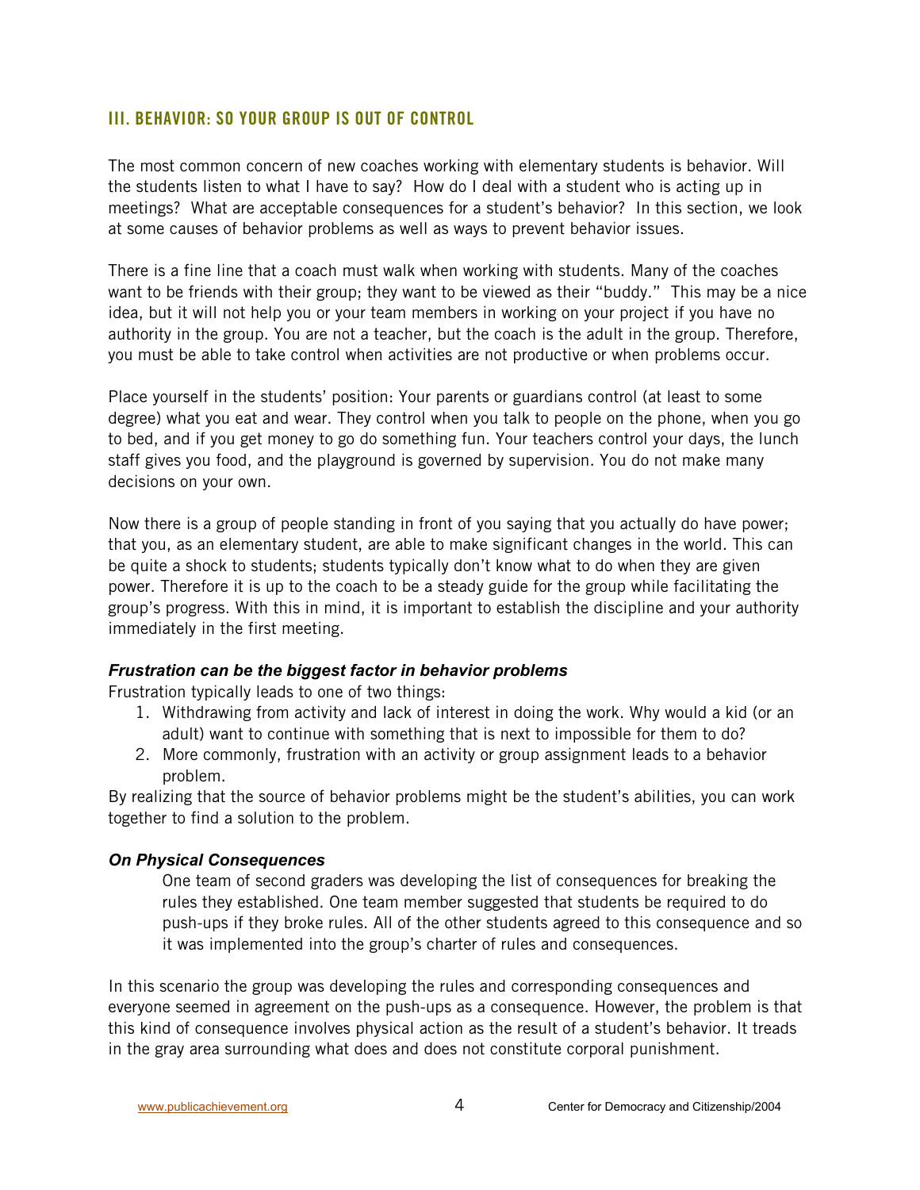## III. BEHAVIOR: SO YOUR GROUP IS OUT OF CONTROL

The most common concern of new coaches working with elementary students is behavior. Will the students listen to what I have to say? How do I deal with a student who is acting up in meetings? What are acceptable consequences for a student's behavior? In this section, we look at some causes of behavior problems as well as ways to prevent behavior issues.

There is a fine line that a coach must walk when working with students. Many of the coaches want to be friends with their group; they want to be viewed as their "buddy." This may be a nice idea, but it will not help you or your team members in working on your project if you have no authority in the group. You are not a teacher, but the coach is the adult in the group. Therefore, you must be able to take control when activities are not productive or when problems occur.

Place yourself in the students' position: Your parents or guardians control (at least to some degree) what you eat and wear. They control when you talk to people on the phone, when you go to bed, and if you get money to go do something fun. Your teachers control your days, the lunch staff gives you food, and the playground is governed by supervision. You do not make many decisions on your own.

Now there is a group of people standing in front of you saying that you actually do have power; that you, as an elementary student, are able to make significant changes in the world. This can be quite a shock to students; students typically don't know what to do when they are given power. Therefore it is up to the coach to be a steady guide for the group while facilitating the group's progress. With this in mind, it is important to establish the discipline and your authority immediately in the first meeting.

### *Frustration can be the biggest factor in behavior problems*

Frustration typically leads to one of two things:

1. Withdrawing from activity and lack of interest in doing the work. Why would a kid (or an adult) want to continue with something that is next to impossible for them to do?
2. More commonly, frustration with an activity or group assignment leads to a behavior problem.

By realizing that the source of behavior problems might be the student's abilities, you can work together to find a solution to the problem.

### *On Physical Consequences*

> One team of second graders was developing the list of consequences for breaking the rules they established. One team member suggested that students be required to do push-ups if they broke rules. All of the other students agreed to this consequence and so it was implemented into the group's charter of rules and consequences.

In this scenario the group was developing the rules and corresponding consequences and everyone seemed in agreement on the push-ups as a consequence. However, the problem is that this kind of consequence involves physical action as the result of a student's behavior. It treads in the gray area surrounding what does and does not constitute corporal punishment.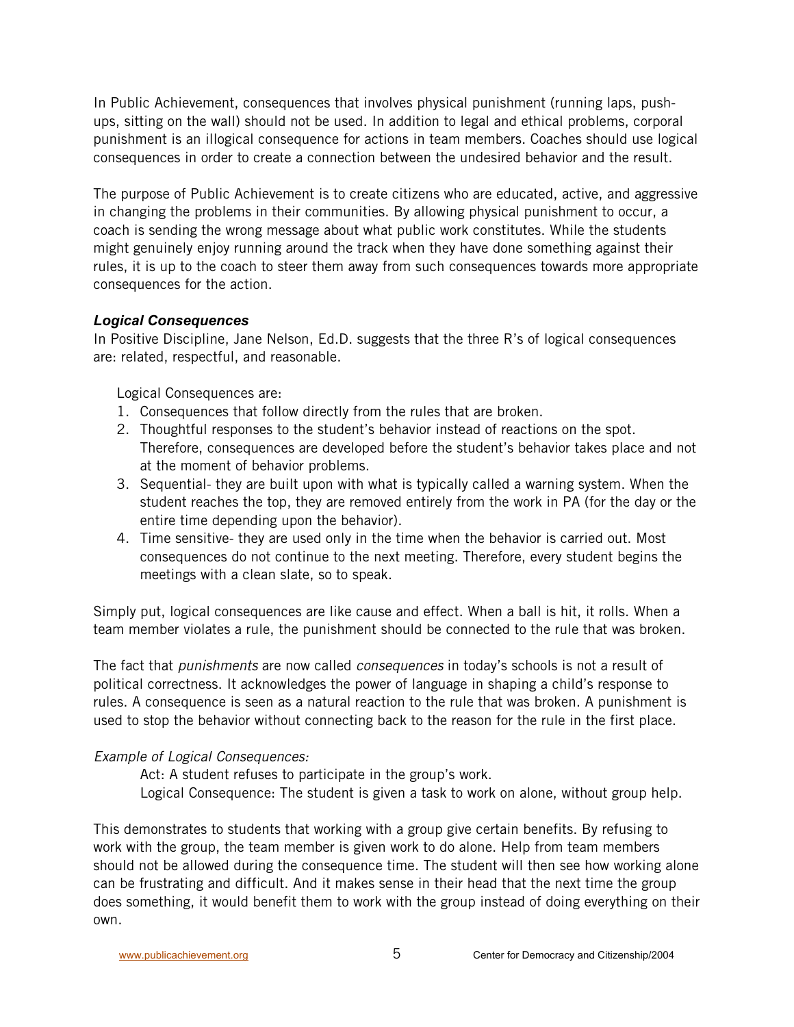In Public Achievement, consequences that involves physical punishment (running laps, push-ups, sitting on the wall) should not be used. In addition to legal and ethical problems, corporal punishment is an illogical consequence for actions in team members. Coaches should use logical consequences in order to create a connection between the undesired behavior and the result.

The purpose of Public Achievement is to create citizens who are educated, active, and aggressive in changing the problems in their communities. By allowing physical punishment to occur, a coach is sending the wrong message about what public work constitutes. While the students might genuinely enjoy running around the track when they have done something against their rules, it is up to the coach to steer them away from such consequences towards more appropriate consequences for the action.

### *Logical Consequences*

In Positive Discipline, Jane Nelson, Ed.D. suggests that the three R's of logical consequences are: related, respectful, and reasonable.

Logical Consequences are:

1. Consequences that follow directly from the rules that are broken.
2. Thoughtful responses to the student's behavior instead of reactions on the spot. Therefore, consequences are developed before the student's behavior takes place and not at the moment of behavior problems.
3. Sequential- they are built upon with what is typically called a warning system. When the student reaches the top, they are removed entirely from the work in PA (for the day or the entire time depending upon the behavior).
4. Time sensitive- they are used only in the time when the behavior is carried out. Most consequences do not continue to the next meeting. Therefore, every student begins the meetings with a clean slate, so to speak.

Simply put, logical consequences are like cause and effect. When a ball is hit, it rolls. When a team member violates a rule, the punishment should be connected to the rule that was broken.

The fact that *punishments* are now called *consequences* in today's schools is not a result of political correctness. It acknowledges the power of language in shaping a child's response to rules. A consequence is seen as a natural reaction to the rule that was broken. A punishment is used to stop the behavior without connecting back to the reason for the rule in the first place.

*Example of Logical Consequences:*

Act: A student refuses to participate in the group's work.
Logical Consequence: The student is given a task to work on alone, without group help.

This demonstrates to students that working with a group give certain benefits. By refusing to work with the group, the team member is given work to do alone. Help from team members should not be allowed during the consequence time. The student will then see how working alone can be frustrating and difficult. And it makes sense in their head that the next time the group does something, it would benefit them to work with the group instead of doing everything on their own.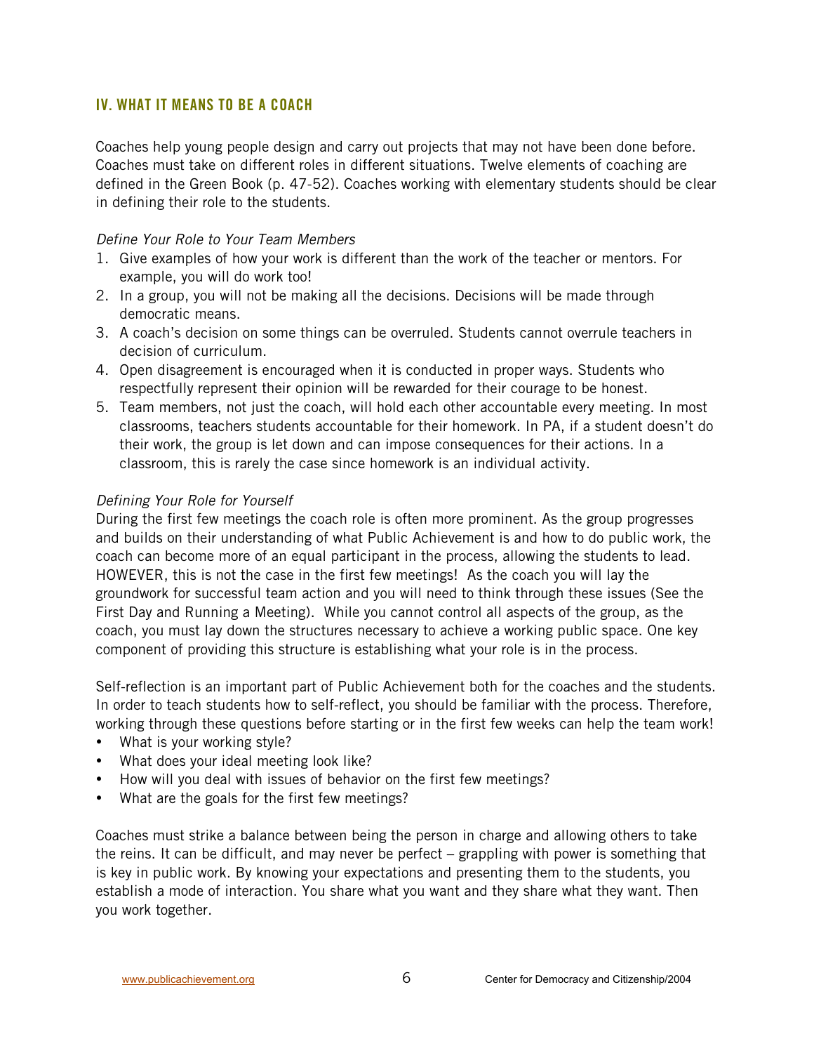## IV. WHAT IT MEANS TO BE A COACH

Coaches help young people design and carry out projects that may not have been done before. Coaches must take on different roles in different situations. Twelve elements of coaching are defined in the Green Book (p. 47-52). Coaches working with elementary students should be clear in defining their role to the students.

*Define Your Role to Your Team Members*

1. Give examples of how your work is different than the work of the teacher or mentors. For example, you will do work too!
2. In a group, you will not be making all the decisions. Decisions will be made through democratic means.
3. A coach's decision on some things can be overruled. Students cannot overrule teachers in decision of curriculum.
4. Open disagreement is encouraged when it is conducted in proper ways. Students who respectfully represent their opinion will be rewarded for their courage to be honest.
5. Team members, not just the coach, will hold each other accountable every meeting. In most classrooms, teachers students accountable for their homework. In PA, if a student doesn't do their work, the group is let down and can impose consequences for their actions. In a classroom, this is rarely the case since homework is an individual activity.

*Defining Your Role for Yourself*

During the first few meetings the coach role is often more prominent. As the group progresses and builds on their understanding of what Public Achievement is and how to do public work, the coach can become more of an equal participant in the process, allowing the students to lead. HOWEVER, this is not the case in the first few meetings! As the coach you will lay the groundwork for successful team action and you will need to think through these issues (See the First Day and Running a Meeting). While you cannot control all aspects of the group, as the coach, you must lay down the structures necessary to achieve a working public space. One key component of providing this structure is establishing what your role is in the process.

Self-reflection is an important part of Public Achievement both for the coaches and the students. In order to teach students how to self-reflect, you should be familiar with the process. Therefore, working through these questions before starting or in the first few weeks can help the team work!

- What is your working style?
- What does your ideal meeting look like?
- How will you deal with issues of behavior on the first few meetings?
- What are the goals for the first few meetings?

Coaches must strike a balance between being the person in charge and allowing others to take the reins. It can be difficult, and may never be perfect – grappling with power is something that is key in public work. By knowing your expectations and presenting them to the students, you establish a mode of interaction. You share what you want and they share what they want. Then you work together.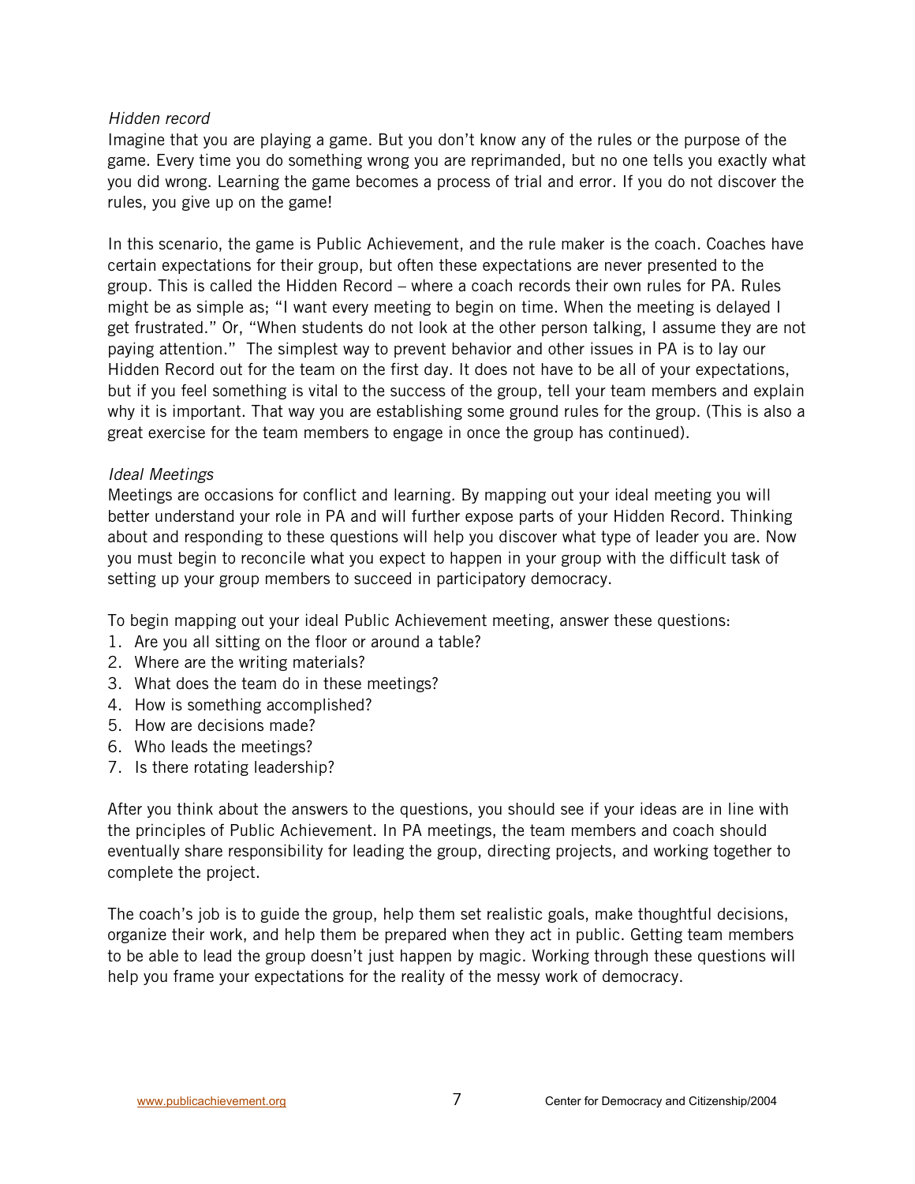*Hidden record*

Imagine that you are playing a game. But you don't know any of the rules or the purpose of the game. Every time you do something wrong you are reprimanded, but no one tells you exactly what you did wrong. Learning the game becomes a process of trial and error. If you do not discover the rules, you give up on the game!

In this scenario, the game is Public Achievement, and the rule maker is the coach. Coaches have certain expectations for their group, but often these expectations are never presented to the group. This is called the Hidden Record – where a coach records their own rules for PA. Rules might be as simple as; "I want every meeting to begin on time. When the meeting is delayed I get frustrated." Or, "When students do not look at the other person talking, I assume they are not paying attention." The simplest way to prevent behavior and other issues in PA is to lay our Hidden Record out for the team on the first day. It does not have to be all of your expectations, but if you feel something is vital to the success of the group, tell your team members and explain why it is important. That way you are establishing some ground rules for the group. (This is also a great exercise for the team members to engage in once the group has continued).

*Ideal Meetings*

Meetings are occasions for conflict and learning. By mapping out your ideal meeting you will better understand your role in PA and will further expose parts of your Hidden Record. Thinking about and responding to these questions will help you discover what type of leader you are. Now you must begin to reconcile what you expect to happen in your group with the difficult task of setting up your group members to succeed in participatory democracy.

To begin mapping out your ideal Public Achievement meeting, answer these questions:

1. Are you all sitting on the floor or around a table?
2. Where are the writing materials?
3. What does the team do in these meetings?
4. How is something accomplished?
5. How are decisions made?
6. Who leads the meetings?
7. Is there rotating leadership?

After you think about the answers to the questions, you should see if your ideas are in line with the principles of Public Achievement. In PA meetings, the team members and coach should eventually share responsibility for leading the group, directing projects, and working together to complete the project.

The coach's job is to guide the group, help them set realistic goals, make thoughtful decisions, organize their work, and help them be prepared when they act in public. Getting team members to be able to lead the group doesn't just happen by magic. Working through these questions will help you frame your expectations for the reality of the messy work of democracy.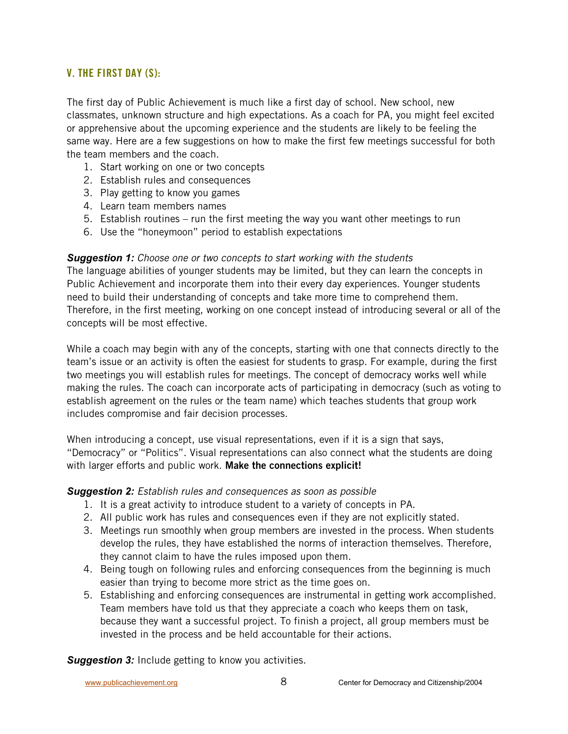## V. THE FIRST DAY (S):

The first day of Public Achievement is much like a first day of school. New school, new classmates, unknown structure and high expectations. As a coach for PA, you might feel excited or apprehensive about the upcoming experience and the students are likely to be feeling the same way. Here are a few suggestions on how to make the first few meetings successful for both the team members and the coach.

1. Start working on one or two concepts
2. Establish rules and consequences
3. Play getting to know you games
4. Learn team members names
5. Establish routines – run the first meeting the way you want other meetings to run
6. Use the "honeymoon" period to establish expectations

***Suggestion 1:*** *Choose one or two concepts to start working with the students*
The language abilities of younger students may be limited, but they can learn the concepts in Public Achievement and incorporate them into their every day experiences. Younger students need to build their understanding of concepts and take more time to comprehend them. Therefore, in the first meeting, working on one concept instead of introducing several or all of the concepts will be most effective.

While a coach may begin with any of the concepts, starting with one that connects directly to the team's issue or an activity is often the easiest for students to grasp. For example, during the first two meetings you will establish rules for meetings. The concept of democracy works well while making the rules. The coach can incorporate acts of participating in democracy (such as voting to establish agreement on the rules or the team name) which teaches students that group work includes compromise and fair decision processes.

When introducing a concept, use visual representations, even if it is a sign that says, "Democracy" or "Politics". Visual representations can also connect what the students are doing with larger efforts and public work. **Make the connections explicit!**

***Suggestion 2:*** *Establish rules and consequences as soon as possible*

1. It is a great activity to introduce student to a variety of concepts in PA.
2. All public work has rules and consequences even if they are not explicitly stated.
3. Meetings run smoothly when group members are invested in the process. When students develop the rules, they have established the norms of interaction themselves. Therefore, they cannot claim to have the rules imposed upon them.
4. Being tough on following rules and enforcing consequences from the beginning is much easier than trying to become more strict as the time goes on.
5. Establishing and enforcing consequences are instrumental in getting work accomplished. Team members have told us that they appreciate a coach who keeps them on task, because they want a successful project. To finish a project, all group members must be invested in the process and be held accountable for their actions.

***Suggestion 3:*** Include getting to know you activities.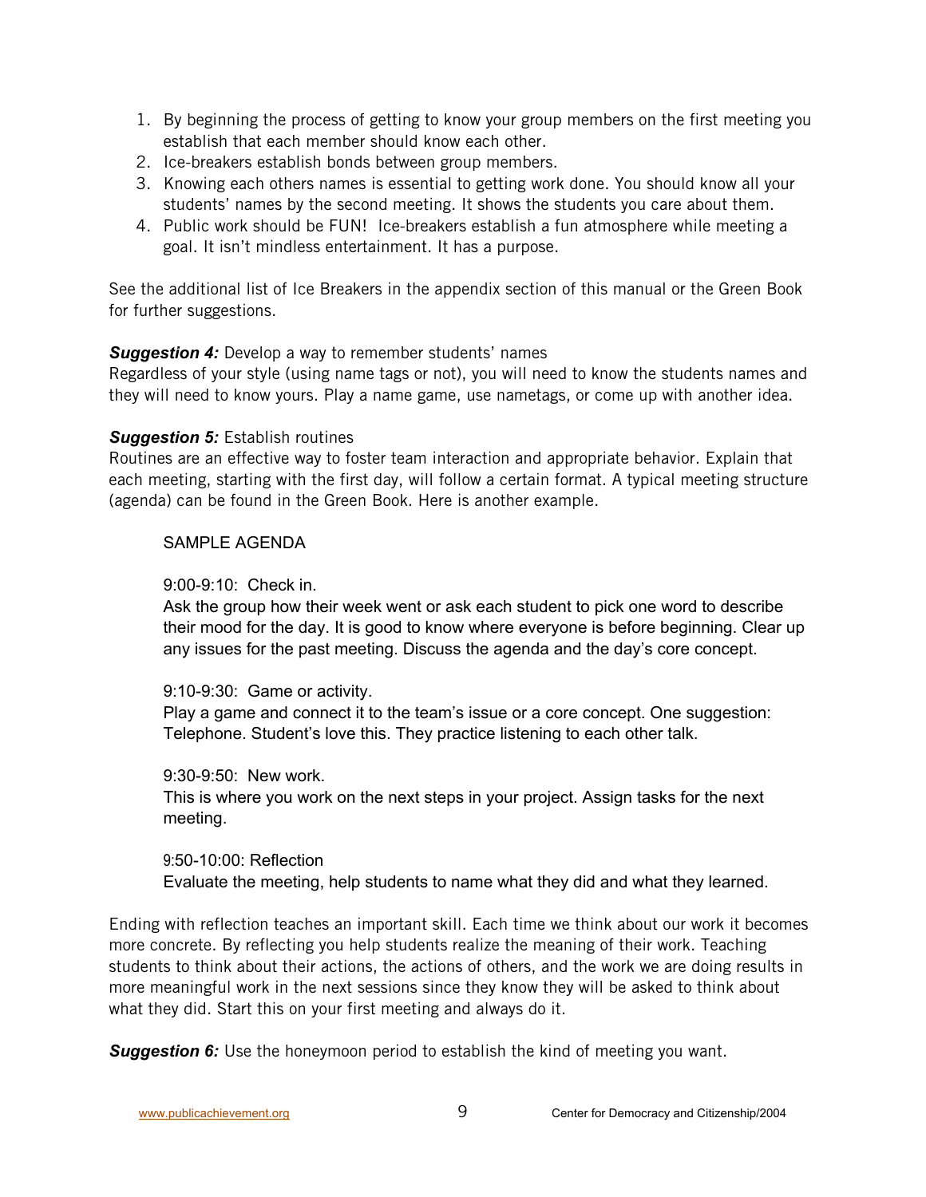1. By beginning the process of getting to know your group members on the first meeting you establish that each member should know each other.
2. Ice-breakers establish bonds between group members.
3. Knowing each others names is essential to getting work done. You should know all your students' names by the second meeting. It shows the students you care about them.
4. Public work should be FUN! Ice-breakers establish a fun atmosphere while meeting a goal. It isn't mindless entertainment. It has a purpose.

See the additional list of Ice Breakers in the appendix section of this manual or the Green Book for further suggestions.

***Suggestion 4:*** Develop a way to remember students' names
Regardless of your style (using name tags or not), you will need to know the students names and they will need to know yours. Play a name game, use nametags, or come up with another idea.

***Suggestion 5:*** Establish routines
Routines are an effective way to foster team interaction and appropriate behavior. Explain that each meeting, starting with the first day, will follow a certain format. A typical meeting structure (agenda) can be found in the Green Book. Here is another example.

SAMPLE AGENDA

9:00-9:10: Check in.
Ask the group how their week went or ask each student to pick one word to describe their mood for the day. It is good to know where everyone is before beginning. Clear up any issues for the past meeting. Discuss the agenda and the day's core concept.

9:10-9:30: Game or activity.
Play a game and connect it to the team's issue or a core concept. One suggestion: Telephone. Student's love this. They practice listening to each other talk.

9:30-9:50: New work.
This is where you work on the next steps in your project. Assign tasks for the next meeting.

9:50-10:00: Reflection
Evaluate the meeting, help students to name what they did and what they learned.

Ending with reflection teaches an important skill. Each time we think about our work it becomes more concrete. By reflecting you help students realize the meaning of their work. Teaching students to think about their actions, the actions of others, and the work we are doing results in more meaningful work in the next sessions since they know they will be asked to think about what they did. Start this on your first meeting and always do it.

***Suggestion 6:*** Use the honeymoon period to establish the kind of meeting you want.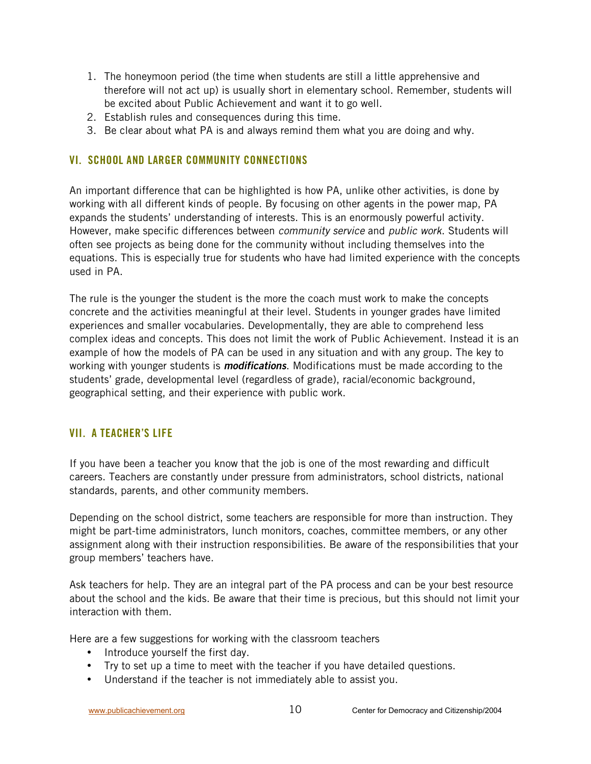1. The honeymoon period (the time when students are still a little apprehensive and therefore will not act up) is usually short in elementary school. Remember, students will be excited about Public Achievement and want it to go well.
2. Establish rules and consequences during this time.
3. Be clear about what PA is and always remind them what you are doing and why.

## VI. SCHOOL AND LARGER COMMUNITY CONNECTIONS

An important difference that can be highlighted is how PA, unlike other activities, is done by working with all different kinds of people. By focusing on other agents in the power map, PA expands the students' understanding of interests. This is an enormously powerful activity. However, make specific differences between *community service* and *public work*. Students will often see projects as being done for the community without including themselves into the equations. This is especially true for students who have had limited experience with the concepts used in PA.

The rule is the younger the student is the more the coach must work to make the concepts concrete and the activities meaningful at their level. Students in younger grades have limited experiences and smaller vocabularies. Developmentally, they are able to comprehend less complex ideas and concepts. This does not limit the work of Public Achievement. Instead it is an example of how the models of PA can be used in any situation and with any group. The key to working with younger students is ***modifications***. Modifications must be made according to the students' grade, developmental level (regardless of grade), racial/economic background, geographical setting, and their experience with public work.

## VII. A TEACHER'S LIFE

If you have been a teacher you know that the job is one of the most rewarding and difficult careers. Teachers are constantly under pressure from administrators, school districts, national standards, parents, and other community members.

Depending on the school district, some teachers are responsible for more than instruction. They might be part-time administrators, lunch monitors, coaches, committee members, or any other assignment along with their instruction responsibilities. Be aware of the responsibilities that your group members' teachers have.

Ask teachers for help. They are an integral part of the PA process and can be your best resource about the school and the kids. Be aware that their time is precious, but this should not limit your interaction with them.

Here are a few suggestions for working with the classroom teachers

- Introduce yourself the first day.
- Try to set up a time to meet with the teacher if you have detailed questions.
- Understand if the teacher is not immediately able to assist you.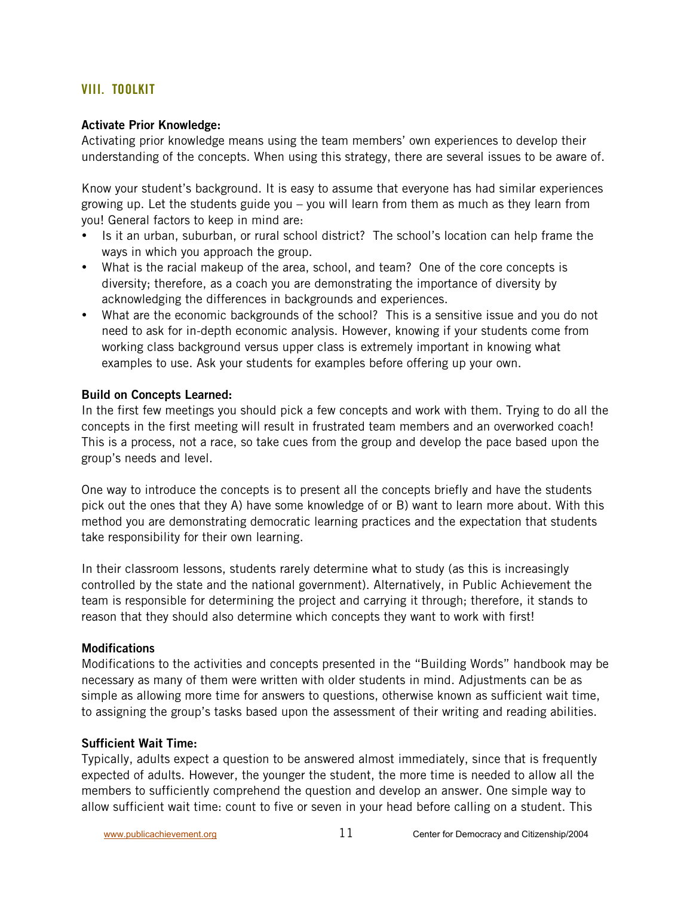## VIII. TOOLKIT

**Activate Prior Knowledge:**
Activating prior knowledge means using the team members' own experiences to develop their understanding of the concepts. When using this strategy, there are several issues to be aware of.

Know your student's background. It is easy to assume that everyone has had similar experiences growing up. Let the students guide you – you will learn from them as much as they learn from you! General factors to keep in mind are:

- Is it an urban, suburban, or rural school district? The school's location can help frame the ways in which you approach the group.
- What is the racial makeup of the area, school, and team? One of the core concepts is diversity; therefore, as a coach you are demonstrating the importance of diversity by acknowledging the differences in backgrounds and experiences.
- What are the economic backgrounds of the school? This is a sensitive issue and you do not need to ask for in-depth economic analysis. However, knowing if your students come from working class background versus upper class is extremely important in knowing what examples to use. Ask your students for examples before offering up your own.

**Build on Concepts Learned:**
In the first few meetings you should pick a few concepts and work with them. Trying to do all the concepts in the first meeting will result in frustrated team members and an overworked coach! This is a process, not a race, so take cues from the group and develop the pace based upon the group's needs and level.

One way to introduce the concepts is to present all the concepts briefly and have the students pick out the ones that they A) have some knowledge of or B) want to learn more about. With this method you are demonstrating democratic learning practices and the expectation that students take responsibility for their own learning.

In their classroom lessons, students rarely determine what to study (as this is increasingly controlled by the state and the national government). Alternatively, in Public Achievement the team is responsible for determining the project and carrying it through; therefore, it stands to reason that they should also determine which concepts they want to work with first!

**Modifications**
Modifications to the activities and concepts presented in the "Building Words" handbook may be necessary as many of them were written with older students in mind. Adjustments can be as simple as allowing more time for answers to questions, otherwise known as sufficient wait time, to assigning the group's tasks based upon the assessment of their writing and reading abilities.

**Sufficient Wait Time:**
Typically, adults expect a question to be answered almost immediately, since that is frequently expected of adults. However, the younger the student, the more time is needed to allow all the members to sufficiently comprehend the question and develop an answer. One simple way to allow sufficient wait time: count to five or seven in your head before calling on a student. This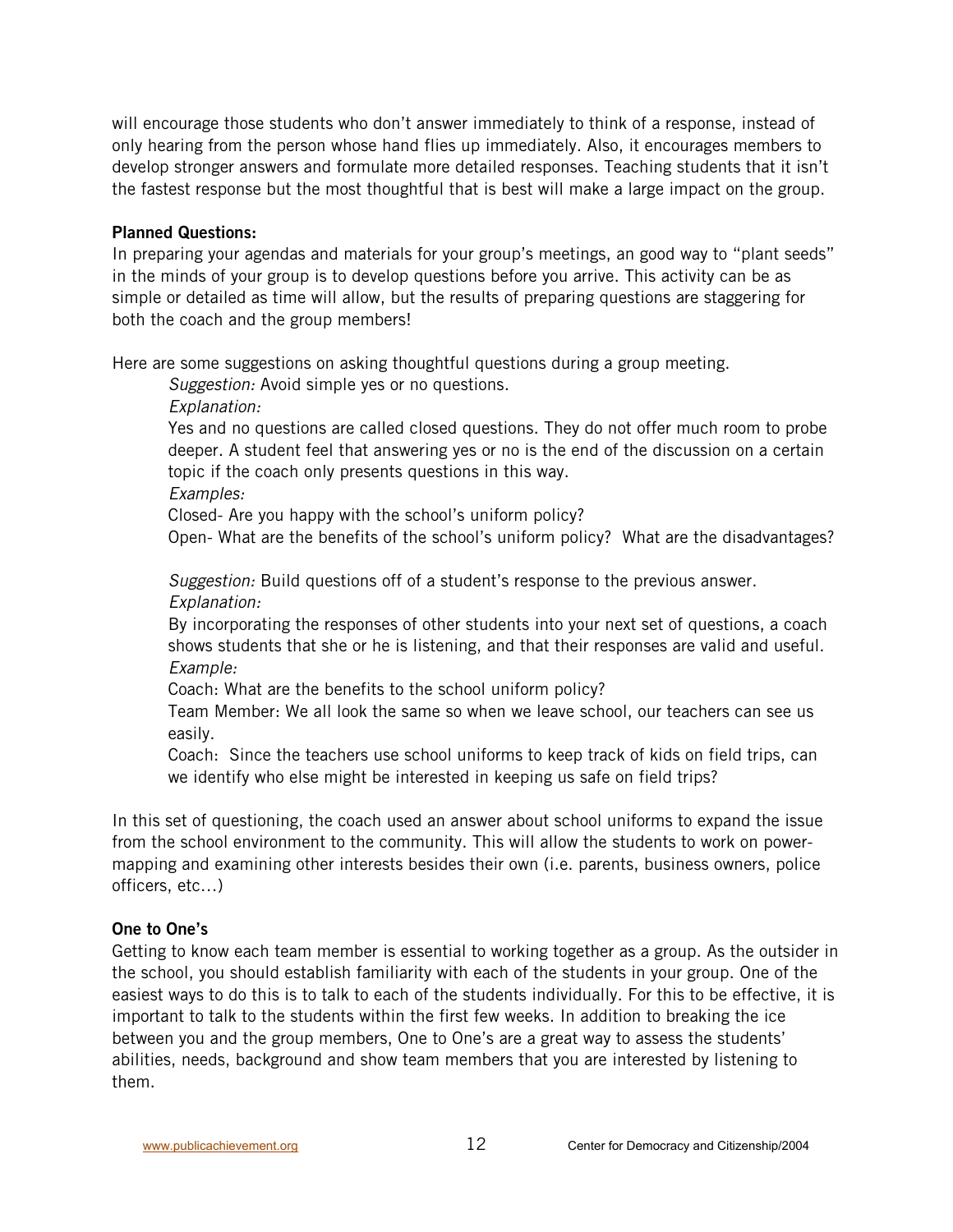will encourage those students who don't answer immediately to think of a response, instead of only hearing from the person whose hand flies up immediately. Also, it encourages members to develop stronger answers and formulate more detailed responses. Teaching students that it isn't the fastest response but the most thoughtful that is best will make a large impact on the group.

**Planned Questions:**

In preparing your agendas and materials for your group's meetings, an good way to "plant seeds" in the minds of your group is to develop questions before you arrive. This activity can be as simple or detailed as time will allow, but the results of preparing questions are staggering for both the coach and the group members!

Here are some suggestions on asking thoughtful questions during a group meeting.

> *Suggestion:* Avoid simple yes or no questions.
>
> *Explanation:*
>
> Yes and no questions are called closed questions. They do not offer much room to probe deeper. A student feel that answering yes or no is the end of the discussion on a certain topic if the coach only presents questions in this way.
>
> *Examples:*
>
> Closed- Are you happy with the school's uniform policy?
>
> Open- What are the benefits of the school's uniform policy? What are the disadvantages?
>
> *Suggestion:* Build questions off of a student's response to the previous answer.
>
> *Explanation:*
>
> By incorporating the responses of other students into your next set of questions, a coach shows students that she or he is listening, and that their responses are valid and useful.
>
> *Example:*
>
> Coach: What are the benefits to the school uniform policy?
>
> Team Member: We all look the same so when we leave school, our teachers can see us easily.
>
> Coach: Since the teachers use school uniforms to keep track of kids on field trips, can we identify who else might be interested in keeping us safe on field trips?

In this set of questioning, the coach used an answer about school uniforms to expand the issue from the school environment to the community. This will allow the students to work on power-mapping and examining other interests besides their own (i.e. parents, business owners, police officers, etc…)

**One to One's**

Getting to know each team member is essential to working together as a group. As the outsider in the school, you should establish familiarity with each of the students in your group. One of the easiest ways to do this is to talk to each of the students individually. For this to be effective, it is important to talk to the students within the first few weeks. In addition to breaking the ice between you and the group members, One to One's are a great way to assess the students' abilities, needs, background and show team members that you are interested by listening to them.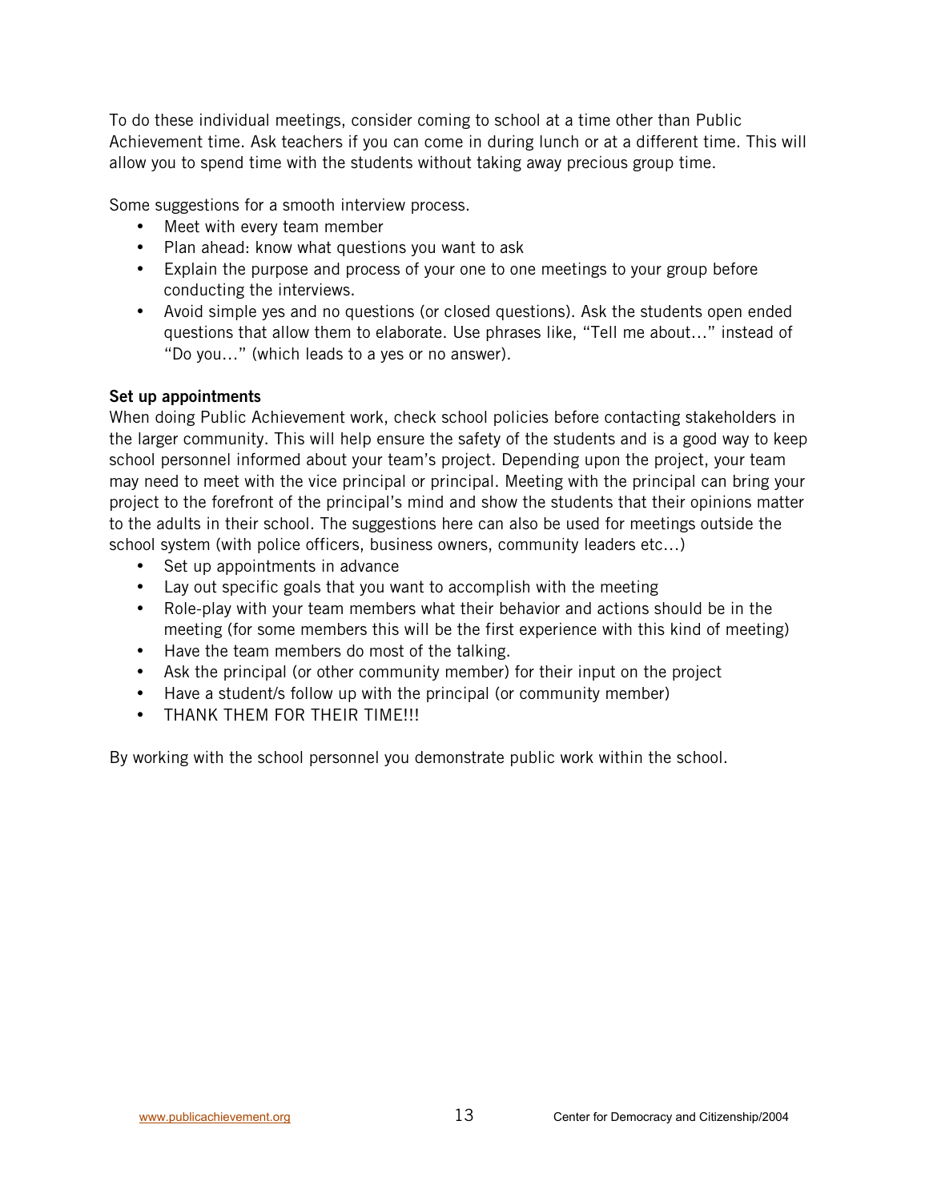To do these individual meetings, consider coming to school at a time other than Public Achievement time. Ask teachers if you can come in during lunch or at a different time. This will allow you to spend time with the students without taking away precious group time.

Some suggestions for a smooth interview process.

- Meet with every team member
- Plan ahead: know what questions you want to ask
- Explain the purpose and process of your one to one meetings to your group before conducting the interviews.
- Avoid simple yes and no questions (or closed questions). Ask the students open ended questions that allow them to elaborate. Use phrases like, "Tell me about…" instead of "Do you…" (which leads to a yes or no answer).

**Set up appointments**

When doing Public Achievement work, check school policies before contacting stakeholders in the larger community. This will help ensure the safety of the students and is a good way to keep school personnel informed about your team's project. Depending upon the project, your team may need to meet with the vice principal or principal. Meeting with the principal can bring your project to the forefront of the principal's mind and show the students that their opinions matter to the adults in their school. The suggestions here can also be used for meetings outside the school system (with police officers, business owners, community leaders etc…)

- Set up appointments in advance
- Lay out specific goals that you want to accomplish with the meeting
- Role-play with your team members what their behavior and actions should be in the meeting (for some members this will be the first experience with this kind of meeting)
- Have the team members do most of the talking.
- Ask the principal (or other community member) for their input on the project
- Have a student/s follow up with the principal (or community member)
- THANK THEM FOR THEIR TIME!!!

By working with the school personnel you demonstrate public work within the school.